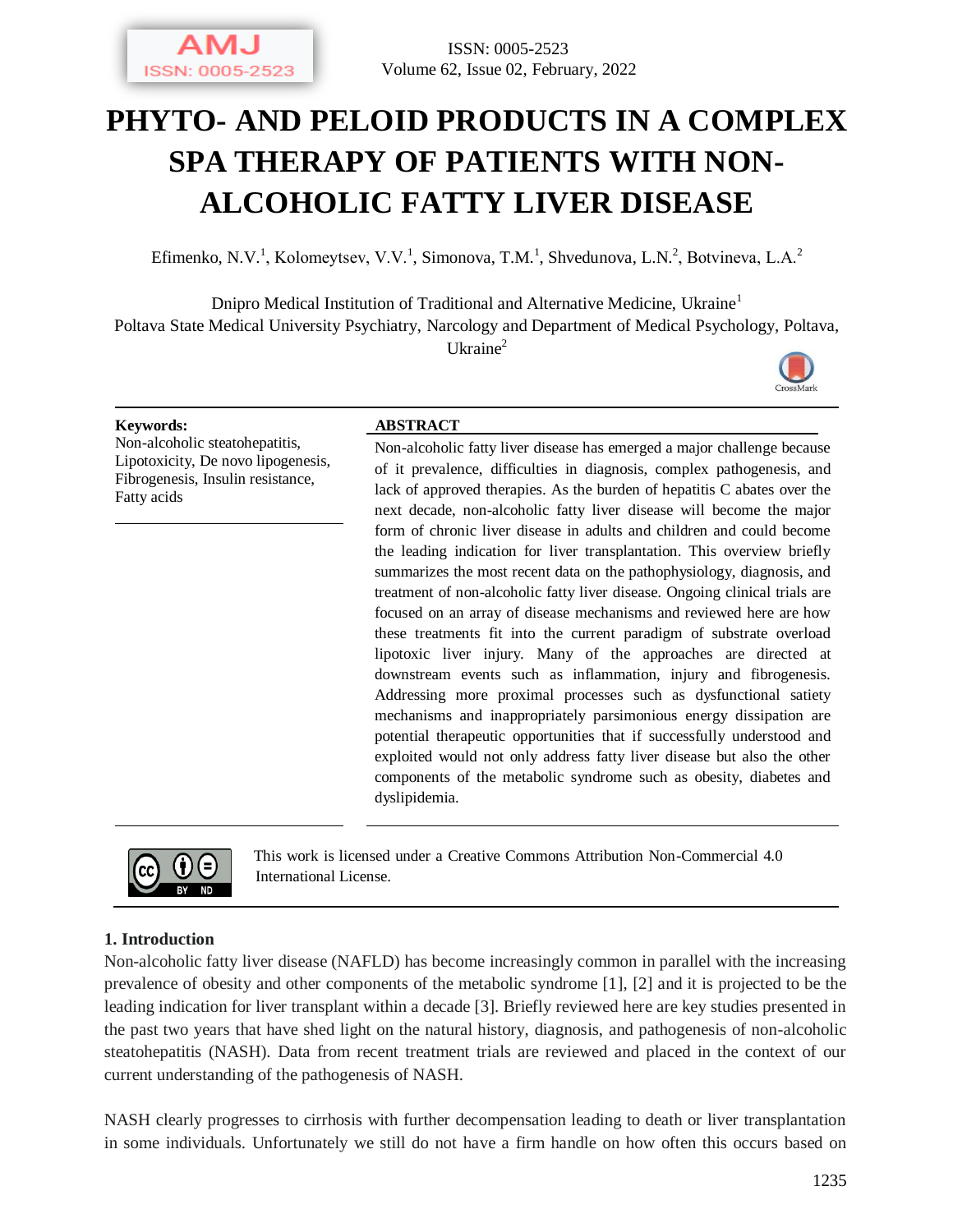# PHYTO- AND PELOID PRODUCTS IN A COMPLEX SPA THERAPY OF PATIENTS WITH NON-ALCOHOLIC FATTY LIVER DISEASE

Efimenko, N.V.[1], Kolomeytsev, V.V.[1], Simonova, T.M.[1], Shvedunova, L.N.[2], Botvineva, L.A.[2]

Dnipro Medical Institution of Traditional and Alternative Medicine, Ukraine[1]
Poltava State Medical University Psychiatry, Narcology and Department of Medical Psychology, Poltava, Ukraine[2]

**Keywords:**
Non-alcoholic steatohepatitis, Lipotoxicity, De novo lipogenesis, Fibrogenesis, Insulin resistance, Fatty acids

**ABSTRACT**

Non-alcoholic fatty liver disease has emerged a major challenge because of it prevalence, difficulties in diagnosis, complex pathogenesis, and lack of approved therapies. As the burden of hepatitis C abates over the next decade, non-alcoholic fatty liver disease will become the major form of chronic liver disease in adults and children and could become the leading indication for liver transplantation. This overview briefly summarizes the most recent data on the pathophysiology, diagnosis, and treatment of non-alcoholic fatty liver disease. Ongoing clinical trials are focused on an array of disease mechanisms and reviewed here are how these treatments fit into the current paradigm of substrate overload lipotoxic liver injury. Many of the approaches are directed at downstream events such as inflammation, injury and fibrogenesis. Addressing more proximal processes such as dysfunctional satiety mechanisms and inappropriately parsimonious energy dissipation are potential therapeutic opportunities that if successfully understood and exploited would not only address fatty liver disease but also the other components of the metabolic syndrome such as obesity, diabetes and dyslipidemia.

This work is licensed under a Creative Commons Attribution Non-Commercial 4.0 International License.

## 1. Introduction

Non-alcoholic fatty liver disease (NAFLD) has become increasingly common in parallel with the increasing prevalence of obesity and other components of the metabolic syndrome [1], [2] and it is projected to be the leading indication for liver transplant within a decade [3]. Briefly reviewed here are key studies presented in the past two years that have shed light on the natural history, diagnosis, and pathogenesis of non-alcoholic steatohepatitis (NASH). Data from recent treatment trials are reviewed and placed in the context of our current understanding of the pathogenesis of NASH.

NASH clearly progresses to cirrhosis with further decompensation leading to death or liver transplantation in some individuals. Unfortunately we still do not have a firm handle on how often this occurs based on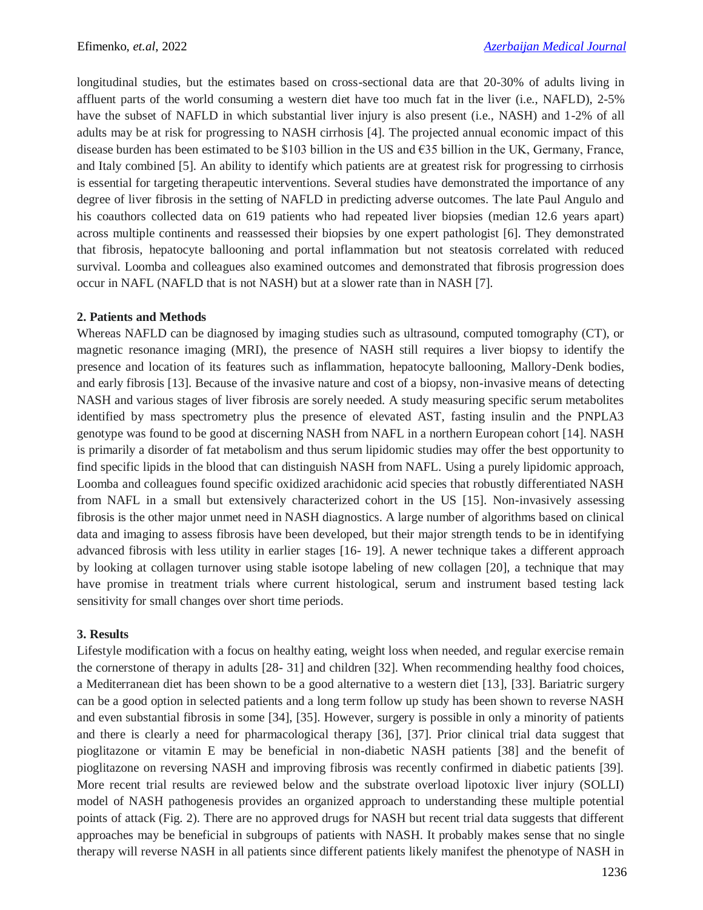longitudinal studies, but the estimates based on cross-sectional data are that 20-30% of adults living in affluent parts of the world consuming a western diet have too much fat in the liver (i.e., NAFLD), 2-5% have the subset of NAFLD in which substantial liver injury is also present (i.e., NASH) and 1-2% of all adults may be at risk for progressing to NASH cirrhosis [4]. The projected annual economic impact of this disease burden has been estimated to be $103 billion in the US and €35 billion in the UK, Germany, France, and Italy combined [5]. An ability to identify which patients are at greatest risk for progressing to cirrhosis is essential for targeting therapeutic interventions. Several studies have demonstrated the importance of any degree of liver fibrosis in the setting of NAFLD in predicting adverse outcomes. The late Paul Angulo and his coauthors collected data on 619 patients who had repeated liver biopsies (median 12.6 years apart) across multiple continents and reassessed their biopsies by one expert pathologist [6]. They demonstrated that fibrosis, hepatocyte ballooning and portal inflammation but not steatosis correlated with reduced survival. Loomba and colleagues also examined outcomes and demonstrated that fibrosis progression does occur in NAFL (NAFLD that is not NASH) but at a slower rate than in NASH [7].

## 2. Patients and Methods

Whereas NAFLD can be diagnosed by imaging studies such as ultrasound, computed tomography (CT), or magnetic resonance imaging (MRI), the presence of NASH still requires a liver biopsy to identify the presence and location of its features such as inflammation, hepatocyte ballooning, Mallory-Denk bodies, and early fibrosis [13]. Because of the invasive nature and cost of a biopsy, non-invasive means of detecting NASH and various stages of liver fibrosis are sorely needed. A study measuring specific serum metabolites identified by mass spectrometry plus the presence of elevated AST, fasting insulin and the PNPLA3 genotype was found to be good at discerning NASH from NAFL in a northern European cohort [14]. NASH is primarily a disorder of fat metabolism and thus serum lipidomic studies may offer the best opportunity to find specific lipids in the blood that can distinguish NASH from NAFL. Using a purely lipidomic approach, Loomba and colleagues found specific oxidized arachidonic acid species that robustly differentiated NASH from NAFL in a small but extensively characterized cohort in the US [15]. Non-invasively assessing fibrosis is the other major unmet need in NASH diagnostics. A large number of algorithms based on clinical data and imaging to assess fibrosis have been developed, but their major strength tends to be in identifying advanced fibrosis with less utility in earlier stages [16- 19]. A newer technique takes a different approach by looking at collagen turnover using stable isotope labeling of new collagen [20], a technique that may have promise in treatment trials where current histological, serum and instrument based testing lack sensitivity for small changes over short time periods.

## 3. Results

Lifestyle modification with a focus on healthy eating, weight loss when needed, and regular exercise remain the cornerstone of therapy in adults [28- 31] and children [32]. When recommending healthy food choices, a Mediterranean diet has been shown to be a good alternative to a western diet [13], [33]. Bariatric surgery can be a good option in selected patients and a long term follow up study has been shown to reverse NASH and even substantial fibrosis in some [34], [35]. However, surgery is possible in only a minority of patients and there is clearly a need for pharmacological therapy [36], [37]. Prior clinical trial data suggest that pioglitazone or vitamin E may be beneficial in non-diabetic NASH patients [38] and the benefit of pioglitazone on reversing NASH and improving fibrosis was recently confirmed in diabetic patients [39]. More recent trial results are reviewed below and the substrate overload lipotoxic liver injury (SOLLI) model of NASH pathogenesis provides an organized approach to understanding these multiple potential points of attack (Fig. 2). There are no approved drugs for NASH but recent trial data suggests that different approaches may be beneficial in subgroups of patients with NASH. It probably makes sense that no single therapy will reverse NASH in all patients since different patients likely manifest the phenotype of NASH in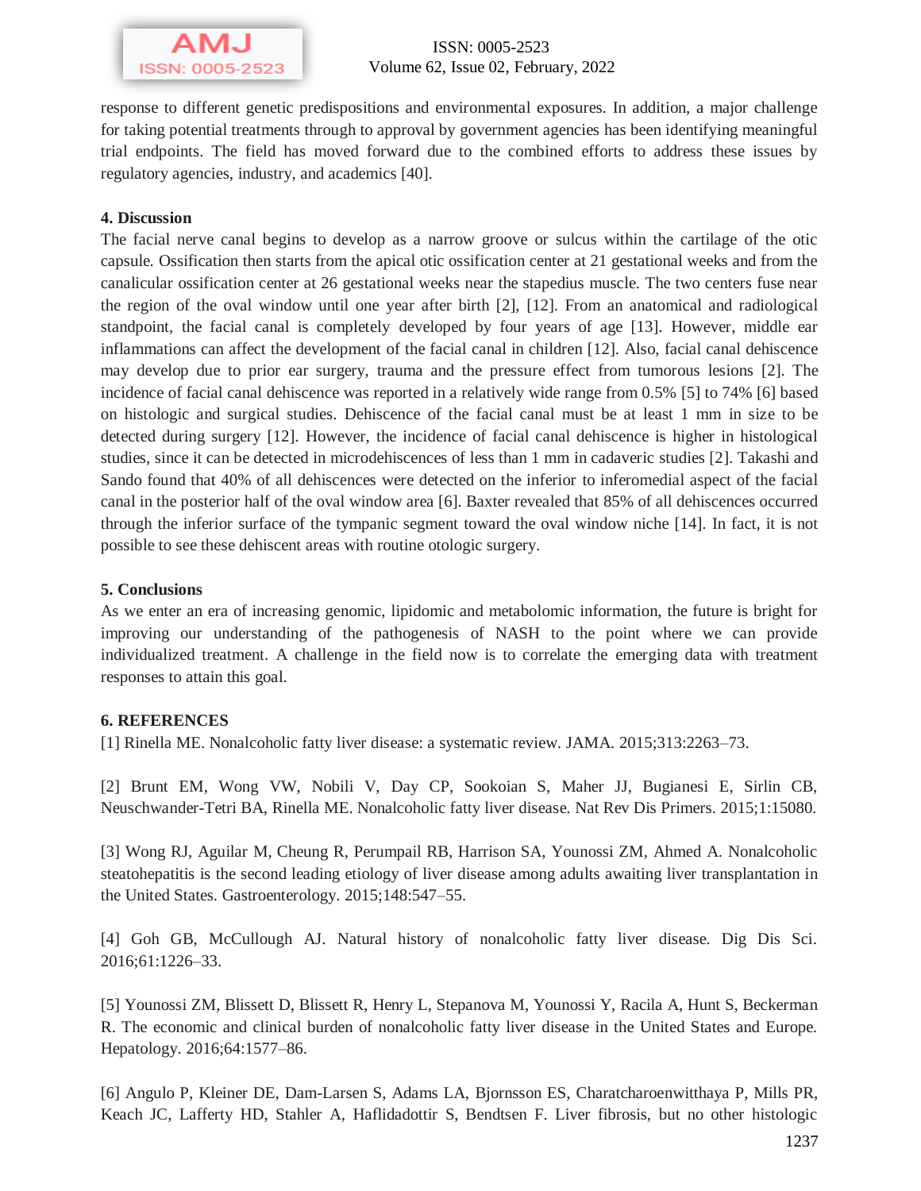response to different genetic predispositions and environmental exposures. In addition, a major challenge for taking potential treatments through to approval by government agencies has been identifying meaningful trial endpoints. The field has moved forward due to the combined efforts to address these issues by regulatory agencies, industry, and academics [40].

## 4. Discussion

The facial nerve canal begins to develop as a narrow groove or sulcus within the cartilage of the otic capsule. Ossification then starts from the apical otic ossification center at 21 gestational weeks and from the canalicular ossification center at 26 gestational weeks near the stapedius muscle. The two centers fuse near the region of the oval window until one year after birth [2], [12]. From an anatomical and radiological standpoint, the facial canal is completely developed by four years of age [13]. However, middle ear inflammations can affect the development of the facial canal in children [12]. Also, facial canal dehiscence may develop due to prior ear surgery, trauma and the pressure effect from tumorous lesions [2]. The incidence of facial canal dehiscence was reported in a relatively wide range from 0.5% [5] to 74% [6] based on histologic and surgical studies. Dehiscence of the facial canal must be at least 1 mm in size to be detected during surgery [12]. However, the incidence of facial canal dehiscence is higher in histological studies, since it can be detected in microdehiscences of less than 1 mm in cadaveric studies [2]. Takashi and Sando found that 40% of all dehiscences were detected on the inferior to inferomedial aspect of the facial canal in the posterior half of the oval window area [6]. Baxter revealed that 85% of all dehiscences occurred through the inferior surface of the tympanic segment toward the oval window niche [14]. In fact, it is not possible to see these dehiscent areas with routine otologic surgery.

## 5. Conclusions

As we enter an era of increasing genomic, lipidomic and metabolomic information, the future is bright for improving our understanding of the pathogenesis of NASH to the point where we can provide individualized treatment. A challenge in the field now is to correlate the emerging data with treatment responses to attain this goal.

## 6. REFERENCES

[1] Rinella ME. Nonalcoholic fatty liver disease: a systematic review. JAMA. 2015;313:2263–73.

[2] Brunt EM, Wong VW, Nobili V, Day CP, Sookoian S, Maher JJ, Bugianesi E, Sirlin CB, Neuschwander-Tetri BA, Rinella ME. Nonalcoholic fatty liver disease. Nat Rev Dis Primers. 2015;1:15080.

[3] Wong RJ, Aguilar M, Cheung R, Perumpail RB, Harrison SA, Younossi ZM, Ahmed A. Nonalcoholic steatohepatitis is the second leading etiology of liver disease among adults awaiting liver transplantation in the United States. Gastroenterology. 2015;148:547–55.

[4] Goh GB, McCullough AJ. Natural history of nonalcoholic fatty liver disease. Dig Dis Sci. 2016;61:1226–33.

[5] Younossi ZM, Blissett D, Blissett R, Henry L, Stepanova M, Younossi Y, Racila A, Hunt S, Beckerman R. The economic and clinical burden of nonalcoholic fatty liver disease in the United States and Europe. Hepatology. 2016;64:1577–86.

[6] Angulo P, Kleiner DE, Dam-Larsen S, Adams LA, Bjornsson ES, Charatcharoenwitthaya P, Mills PR, Keach JC, Lafferty HD, Stahler A, Haflidadottir S, Bendtsen F. Liver fibrosis, but no other histologic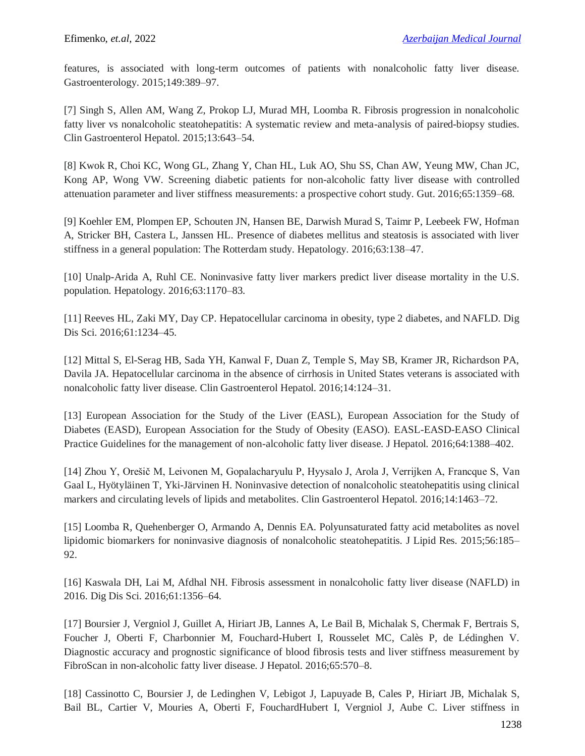features, is associated with long-term outcomes of patients with nonalcoholic fatty liver disease. Gastroenterology. 2015;149:389–97.

[7] Singh S, Allen AM, Wang Z, Prokop LJ, Murad MH, Loomba R. Fibrosis progression in nonalcoholic fatty liver vs nonalcoholic steatohepatitis: A systematic review and meta-analysis of paired-biopsy studies. Clin Gastroenterol Hepatol. 2015;13:643–54.

[8] Kwok R, Choi KC, Wong GL, Zhang Y, Chan HL, Luk AO, Shu SS, Chan AW, Yeung MW, Chan JC, Kong AP, Wong VW. Screening diabetic patients for non-alcoholic fatty liver disease with controlled attenuation parameter and liver stiffness measurements: a prospective cohort study. Gut. 2016;65:1359–68.

[9] Koehler EM, Plompen EP, Schouten JN, Hansen BE, Darwish Murad S, Taimr P, Leebeek FW, Hofman A, Stricker BH, Castera L, Janssen HL. Presence of diabetes mellitus and steatosis is associated with liver stiffness in a general population: The Rotterdam study. Hepatology. 2016;63:138–47.

[10] Unalp-Arida A, Ruhl CE. Noninvasive fatty liver markers predict liver disease mortality in the U.S. population. Hepatology. 2016;63:1170–83.

[11] Reeves HL, Zaki MY, Day CP. Hepatocellular carcinoma in obesity, type 2 diabetes, and NAFLD. Dig Dis Sci. 2016;61:1234–45.

[12] Mittal S, El-Serag HB, Sada YH, Kanwal F, Duan Z, Temple S, May SB, Kramer JR, Richardson PA, Davila JA. Hepatocellular carcinoma in the absence of cirrhosis in United States veterans is associated with nonalcoholic fatty liver disease. Clin Gastroenterol Hepatol. 2016;14:124–31.

[13] European Association for the Study of the Liver (EASL), European Association for the Study of Diabetes (EASD), European Association for the Study of Obesity (EASO). EASL-EASD-EASO Clinical Practice Guidelines for the management of non-alcoholic fatty liver disease. J Hepatol. 2016;64:1388–402.

[14] Zhou Y, Orešič M, Leivonen M, Gopalacharyulu P, Hyysalo J, Arola J, Verrijken A, Francque S, Van Gaal L, Hyötyläinen T, Yki-Järvinen H. Noninvasive detection of nonalcoholic steatohepatitis using clinical markers and circulating levels of lipids and metabolites. Clin Gastroenterol Hepatol. 2016;14:1463–72.

[15] Loomba R, Quehenberger O, Armando A, Dennis EA. Polyunsaturated fatty acid metabolites as novel lipidomic biomarkers for noninvasive diagnosis of nonalcoholic steatohepatitis. J Lipid Res. 2015;56:185–92.

[16] Kaswala DH, Lai M, Afdhal NH. Fibrosis assessment in nonalcoholic fatty liver disease (NAFLD) in 2016. Dig Dis Sci. 2016;61:1356–64.

[17] Boursier J, Vergniol J, Guillet A, Hiriart JB, Lannes A, Le Bail B, Michalak S, Chermak F, Bertrais S, Foucher J, Oberti F, Charbonnier M, Fouchard-Hubert I, Rousselet MC, Calès P, de Lédinghen V. Diagnostic accuracy and prognostic significance of blood fibrosis tests and liver stiffness measurement by FibroScan in non-alcoholic fatty liver disease. J Hepatol. 2016;65:570–8.

[18] Cassinotto C, Boursier J, de Ledinghen V, Lebigot J, Lapuyade B, Cales P, Hiriart JB, Michalak S, Bail BL, Cartier V, Mouries A, Oberti F, FouchardHubert I, Vergniol J, Aube C. Liver stiffness in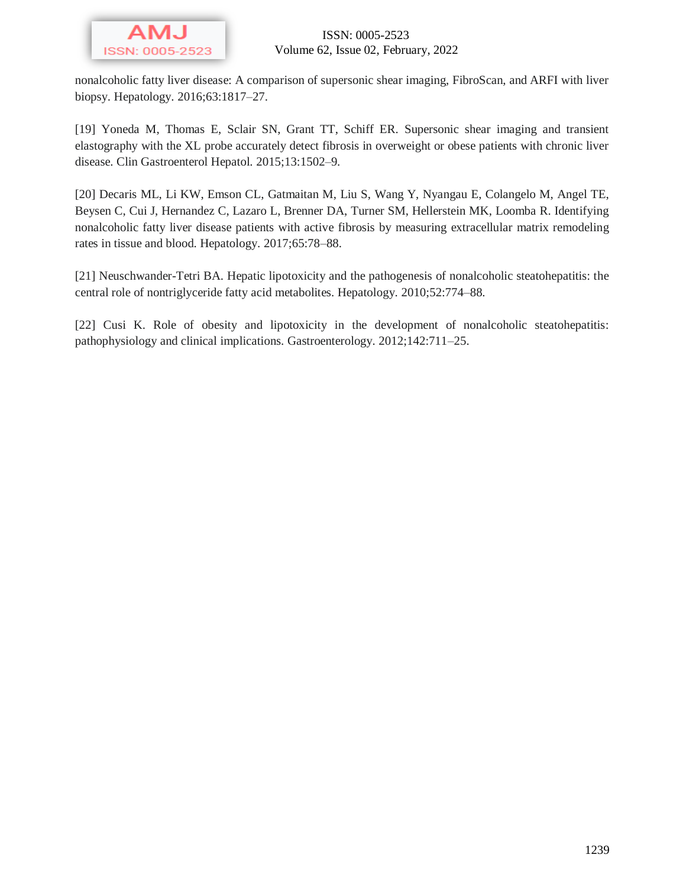nonalcoholic fatty liver disease: A comparison of supersonic shear imaging, FibroScan, and ARFI with liver biopsy. Hepatology. 2016;63:1817–27.

[19] Yoneda M, Thomas E, Sclair SN, Grant TT, Schiff ER. Supersonic shear imaging and transient elastography with the XL probe accurately detect fibrosis in overweight or obese patients with chronic liver disease. Clin Gastroenterol Hepatol. 2015;13:1502–9.

[20] Decaris ML, Li KW, Emson CL, Gatmaitan M, Liu S, Wang Y, Nyangau E, Colangelo M, Angel TE, Beysen C, Cui J, Hernandez C, Lazaro L, Brenner DA, Turner SM, Hellerstein MK, Loomba R. Identifying nonalcoholic fatty liver disease patients with active fibrosis by measuring extracellular matrix remodeling rates in tissue and blood. Hepatology. 2017;65:78–88.

[21] Neuschwander-Tetri BA. Hepatic lipotoxicity and the pathogenesis of nonalcoholic steatohepatitis: the central role of nontriglyceride fatty acid metabolites. Hepatology. 2010;52:774–88.

[22] Cusi K. Role of obesity and lipotoxicity in the development of nonalcoholic steatohepatitis: pathophysiology and clinical implications. Gastroenterology. 2012;142:711–25.